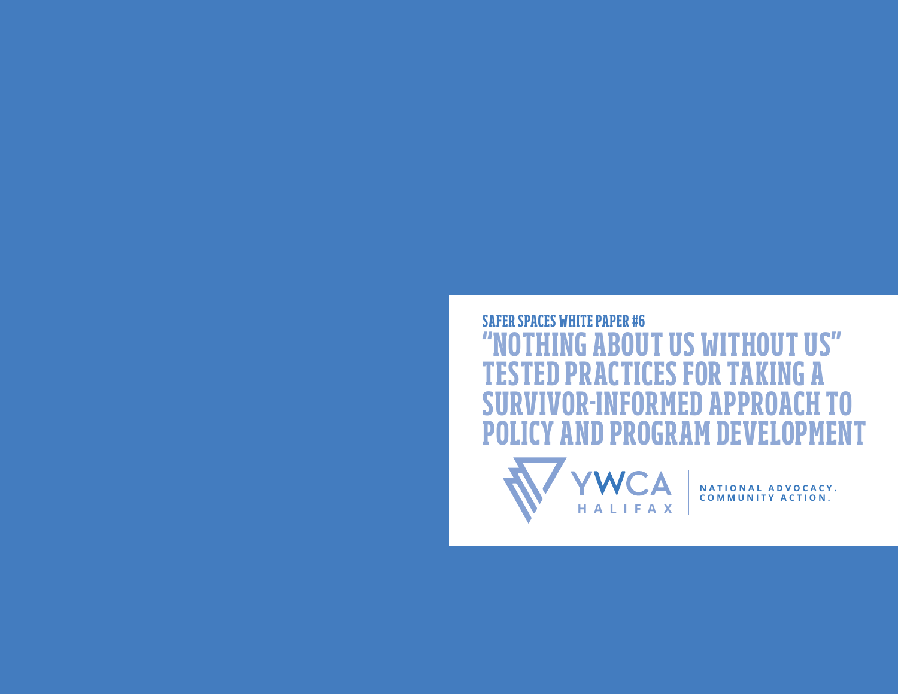SAFER SPACES WHITE PAPER #6

# "NOTHING ABOUT US WITHOUT US" TESTED PRACTICES FOR TAKING A SURVIVOR-INFORMED APPROACH TO POLICY AND PROGRAM DEVELOPMENT

YWCA HALIFAX

NATIONAL ADVOCACY. COMMUNITY ACTION.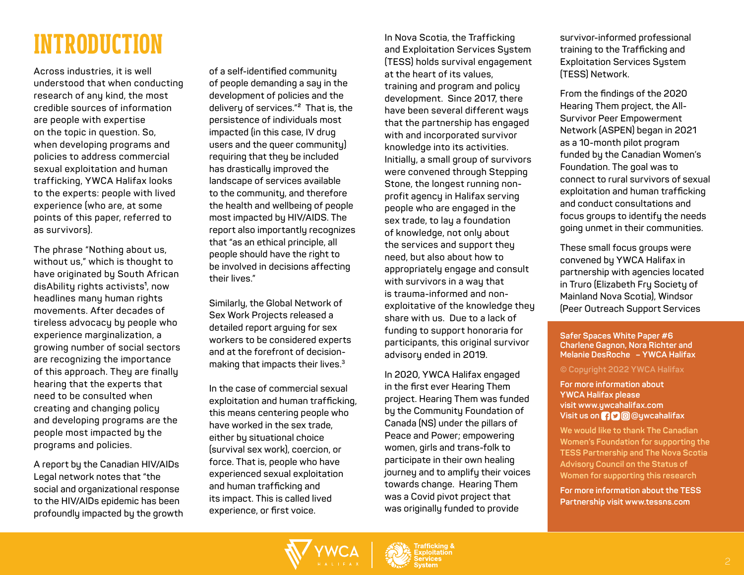# INTRODUCTION

Across industries, it is well understood that when conducting research of any kind, the most credible sources of information are people with expertise on the topic in question. So, when developing programs and policies to address commercial sexual exploitation and human trafficking, YWCA Halifax looks to the experts: people with lived experience (who are, at some points of this paper, referred to as survivors).

The phrase "Nothing about us, without us," which is thought to have originated by South African disAbility rights activists[1], now headlines many human rights movements. After decades of tireless advocacy by people who experience marginalization, a growing number of social sectors are recognizing the importance of this approach. They are finally hearing that the experts that need to be consulted when creating and changing policy and developing programs are the people most impacted by the programs and policies.

A report by the Canadian HIV/AIDs Legal network notes that "the social and organizational response to the HIV/AIDs epidemic has been profoundly impacted by the growth of a self-identified community of people demanding a say in the development of policies and the delivery of services."[2] That is, the persistence of individuals most impacted (in this case, IV drug users and the queer community) requiring that they be included has drastically improved the landscape of services available to the community, and therefore the health and wellbeing of people most impacted by HIV/AIDS. The report also importantly recognizes that "as an ethical principle, all people should have the right to be involved in decisions affecting their lives."

Similarly, the Global Network of Sex Work Projects released a detailed report arguing for sex workers to be considered experts and at the forefront of decision-making that impacts their lives.[3]

In the case of commercial sexual exploitation and human trafficking, this means centering people who have worked in the sex trade, either by situational choice (survival sex work), coercion, or force. That is, people who have experienced sexual exploitation and human trafficking and its impact. This is called lived experience, or first voice.

In Nova Scotia, the Trafficking and Exploitation Services System (TESS) holds survival engagement at the heart of its values, training and program and policy development. Since 2017, there have been several different ways that the partnership has engaged with and incorporated survivor knowledge into its activities. Initially, a small group of survivors were convened through Stepping Stone, the longest running non-profit agency in Halifax serving people who are engaged in the sex trade, to lay a foundation of knowledge, not only about the services and support they need, but also about how to appropriately engage and consult with survivors in a way that is trauma-informed and non-exploitative of the knowledge they share with us. Due to a lack of funding to support honoraria for participants, this original survivor advisory ended in 2019.

In 2020, YWCA Halifax engaged in the first ever Hearing Them project. Hearing Them was funded by the Community Foundation of Canada (NS) under the pillars of Peace and Power; empowering women, girls and trans-folk to participate in their own healing journey and to amplify their voices towards change. Hearing Them was a Covid pivot project that was originally funded to provide survivor-informed professional training to the Trafficking and Exploitation Services System (TESS) Network.

From the findings of the 2020 Hearing Them project, the All-Survivor Peer Empowerment Network (ASPEN) began in 2021 as a 10-month pilot program funded by the Canadian Women's Foundation. The goal was to connect to rural survivors of sexual exploitation and human trafficking and conduct consultations and focus groups to identify the needs going unmet in their communities.

These small focus groups were convened by YWCA Halifax in partnership with agencies located in Truro (Elizabeth Fry Society of Mainland Nova Scotia), Windsor (Peer Outreach Support Services

**Safer Spaces White Paper #6**
**Charlene Gagnon, Nora Richter and Melanie DesRoche – YWCA Halifax**

© Copyright 2022 YWCA Halifax

**For more information about YWCA Halifax please visit www.ywcahalifax.com**
**Visit us on @ywcahalifax**

We would like to thank The Canadian Women's Foundation for supporting the TESS Partnership and The Nova Scotia Advisory Council on the Status of Women for supporting this research

**For more information about the TESS Partnership visit www.tessns.com**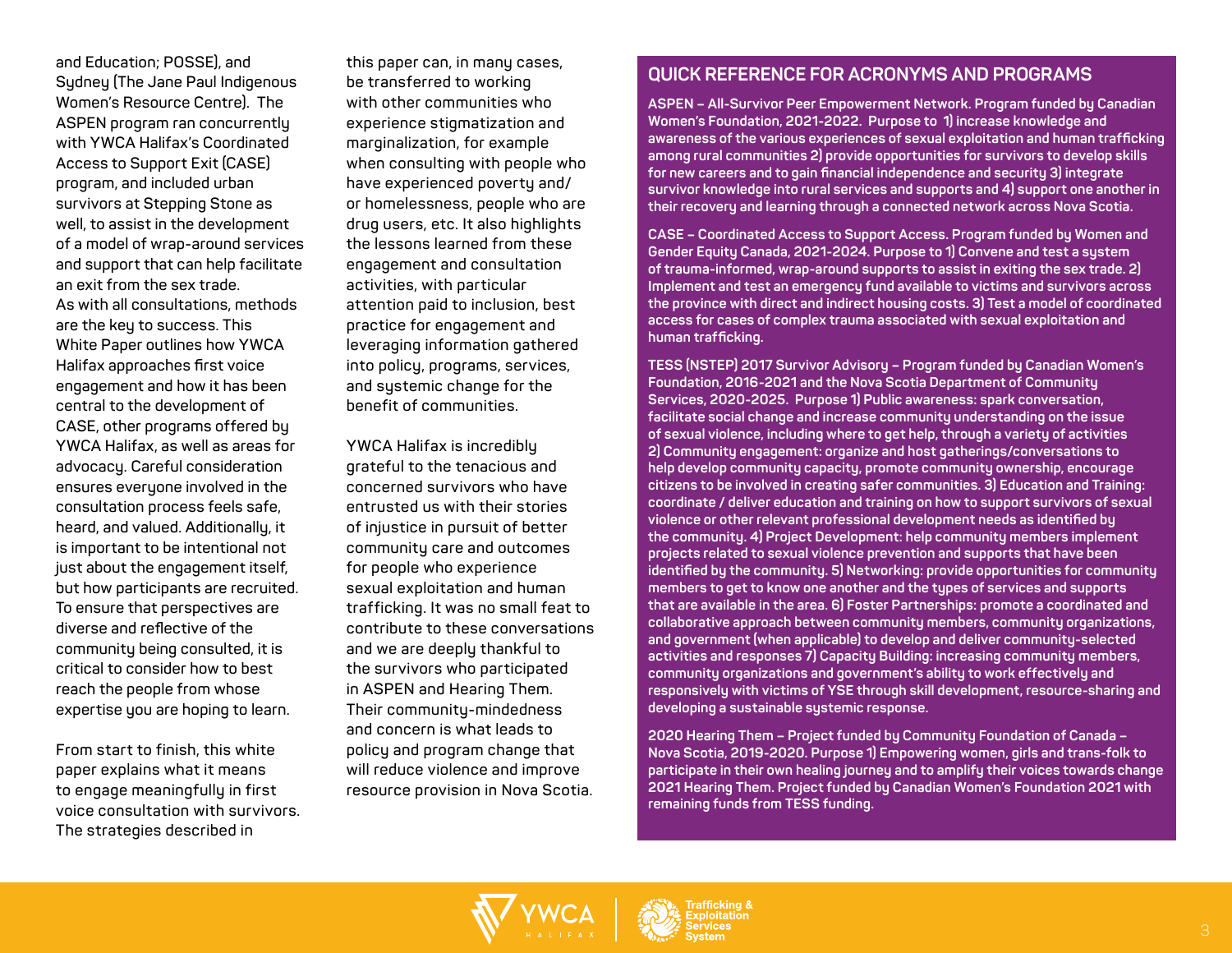and Education; POSSE), and Sydney (The Jane Paul Indigenous Women's Resource Centre). The ASPEN program ran concurrently with YWCA Halifax's Coordinated Access to Support Exit (CASE) program, and included urban survivors at Stepping Stone as well, to assist in the development of a model of wrap-around services and support that can help facilitate an exit from the sex trade. As with all consultations, methods are the key to success. This White Paper outlines how YWCA Halifax approaches first voice engagement and how it has been central to the development of CASE, other programs offered by YWCA Halifax, as well as areas for advocacy. Careful consideration ensures everyone involved in the consultation process feels safe, heard, and valued. Additionally, it is important to be intentional not just about the engagement itself, but how participants are recruited. To ensure that perspectives are diverse and reflective of the community being consulted, it is critical to consider how to best reach the people from whose expertise you are hoping to learn.

From start to finish, this white paper explains what it means to engage meaningfully in first voice consultation with survivors. The strategies described in this paper can, in many cases, be transferred to working with other communities who experience stigmatization and marginalization, for example when consulting with people who have experienced poverty and/or homelessness, people who are drug users, etc. It also highlights the lessons learned from these engagement and consultation activities, with particular attention paid to inclusion, best practice for engagement and leveraging information gathered into policy, programs, services, and systemic change for the benefit of communities.

YWCA Halifax is incredibly grateful to the tenacious and concerned survivors who have entrusted us with their stories of injustice in pursuit of better community care and outcomes for people who experience sexual exploitation and human trafficking. It was no small feat to contribute to these conversations and we are deeply thankful to the survivors who participated in ASPEN and Hearing Them. Their community-mindedness and concern is what leads to policy and program change that will reduce violence and improve resource provision in Nova Scotia.

## QUICK REFERENCE FOR ACRONYMS AND PROGRAMS

**ASPEN – All-Survivor Peer Empowerment Network. Program funded by Canadian Women's Foundation, 2021-2022. Purpose to 1) increase knowledge and awareness of the various experiences of sexual exploitation and human trafficking among rural communities 2) provide opportunities for survivors to develop skills for new careers and to gain financial independence and security 3) integrate survivor knowledge into rural services and supports and 4) support one another in their recovery and learning through a connected network across Nova Scotia.**

**CASE – Coordinated Access to Support Access. Program funded by Women and Gender Equity Canada, 2021-2024. Purpose to 1) Convene and test a system of trauma-informed, wrap-around supports to assist in exiting the sex trade. 2) Implement and test an emergency fund available to victims and survivors across the province with direct and indirect housing costs. 3) Test a model of coordinated access for cases of complex trauma associated with sexual exploitation and human trafficking.**

**TESS (NSTEP) 2017 Survivor Advisory – Program funded by Canadian Women's Foundation, 2016-2021 and the Nova Scotia Department of Community Services, 2020-2025. Purpose 1) Public awareness: spark conversation, facilitate social change and increase community understanding on the issue of sexual violence, including where to get help, through a variety of activities 2) Community engagement: organize and host gatherings/conversations to help develop community capacity, promote community ownership, encourage citizens to be involved in creating safer communities. 3) Education and Training: coordinate / deliver education and training on how to support survivors of sexual violence or other relevant professional development needs as identified by the community. 4) Project Development: help community members implement projects related to sexual violence prevention and supports that have been identified by the community. 5) Networking: provide opportunities for community members to get to know one another and the types of services and supports that are available in the area. 6) Foster Partnerships: promote a coordinated and collaborative approach between community members, community organizations, and government (when applicable) to develop and deliver community-selected activities and responses 7) Capacity Building: increasing community members, community organizations and government's ability to work effectively and responsively with victims of YSE through skill development, resource-sharing and developing a sustainable systemic response.**

**2020 Hearing Them – Project funded by Community Foundation of Canada – Nova Scotia, 2019-2020. Purpose 1) Empowering women, girls and trans-folk to participate in their own healing journey and to amplify their voices towards change 2021 Hearing Them. Project funded by Canadian Women's Foundation 2021 with remaining funds from TESS funding.**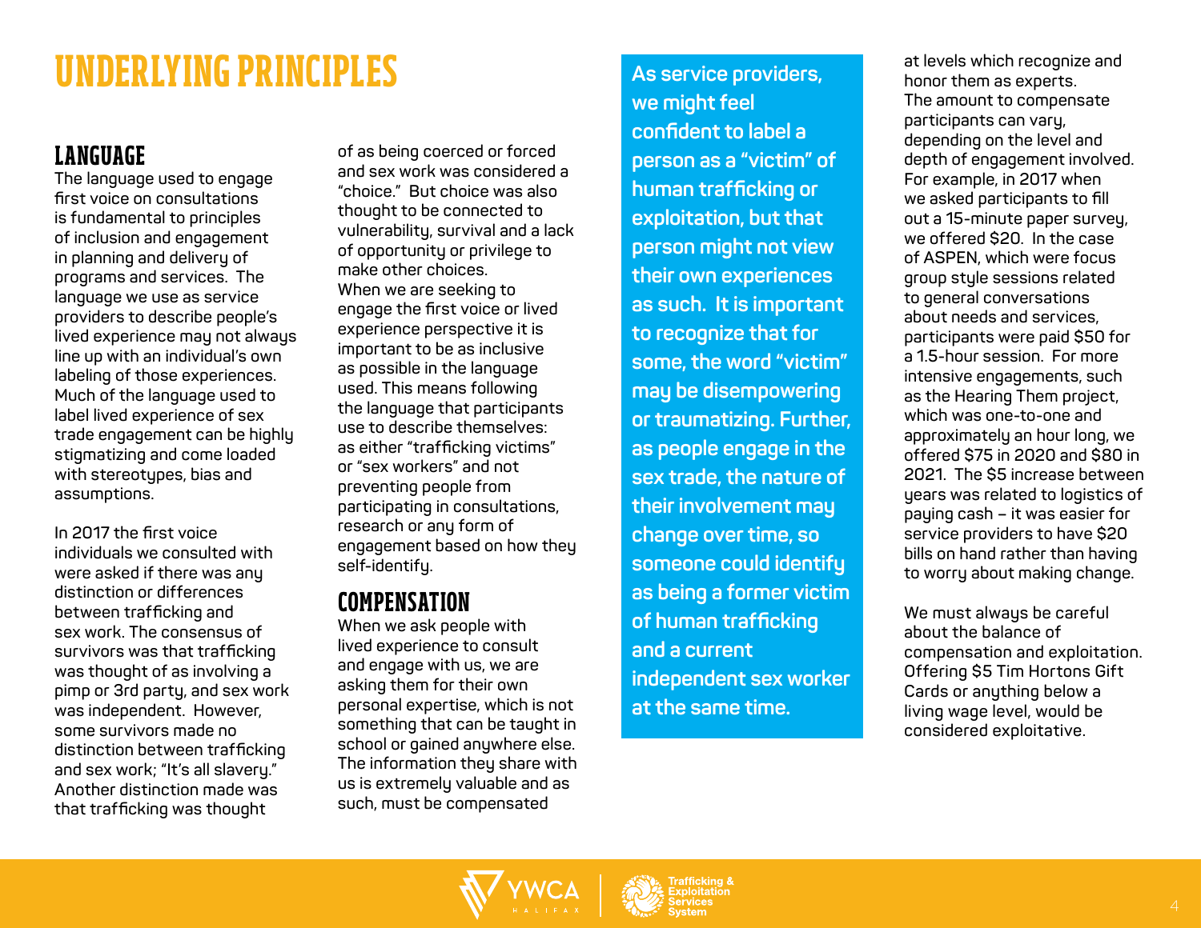# UNDERLYING PRINCIPLES

## LANGUAGE

The language used to engage first voice on consultations is fundamental to principles of inclusion and engagement in planning and delivery of programs and services. The language we use as service providers to describe people's lived experience may not always line up with an individual's own labeling of those experiences. Much of the language used to label lived experience of sex trade engagement can be highly stigmatizing and come loaded with stereotypes, bias and assumptions.

In 2017 the first voice individuals we consulted with were asked if there was any distinction or differences between trafficking and sex work. The consensus of survivors was that trafficking was thought of as involving a pimp or 3rd party, and sex work was independent. However, some survivors made no distinction between trafficking and sex work; "It's all slavery." Another distinction made was that trafficking was thought of as being coerced or forced and sex work was considered a "choice." But choice was also thought to be connected to vulnerability, survival and a lack of opportunity or privilege to make other choices.

When we are seeking to engage the first voice or lived experience perspective it is important to be as inclusive as possible in the language used. This means following the language that participants use to describe themselves: as either "trafficking victims" or "sex workers" and not preventing people from participating in consultations, research or any form of engagement based on how they self-identify.

## COMPENSATION

When we ask people with lived experience to consult and engage with us, we are asking them for their own personal expertise, which is not something that can be taught in school or gained anywhere else. The information they share with us is extremely valuable and as such, must be compensated at levels which recognize and honor them as experts.

The amount to compensate participants can vary, depending on the level and depth of engagement involved. For example, in 2017 when we asked participants to fill out a 15-minute paper survey, we offered $20. In the case of ASPEN, which were focus group style sessions related to general conversations about needs and services, participants were paid $50 for a 1.5-hour session. For more intensive engagements, such as the Hearing Them project, which was one-to-one and approximately an hour long, we offered $75 in 2020 and $80 in 2021. The $5 increase between years was related to logistics of paying cash – it was easier for service providers to have $20 bills on hand rather than having to worry about making change.

We must always be careful about the balance of compensation and exploitation. Offering $5 Tim Hortons Gift Cards or anything below a living wage level, would be considered exploitative.

**As service providers, we might feel confident to label a person as a "victim" of human trafficking or exploitation, but that person might not view their own experiences as such. It is important to recognize that for some, the word "victim" may be disempowering or traumatizing. Further, as people engage in the sex trade, the nature of their involvement may change over time, so someone could identify as being a former victim of human trafficking and a current independent sex worker at the same time.**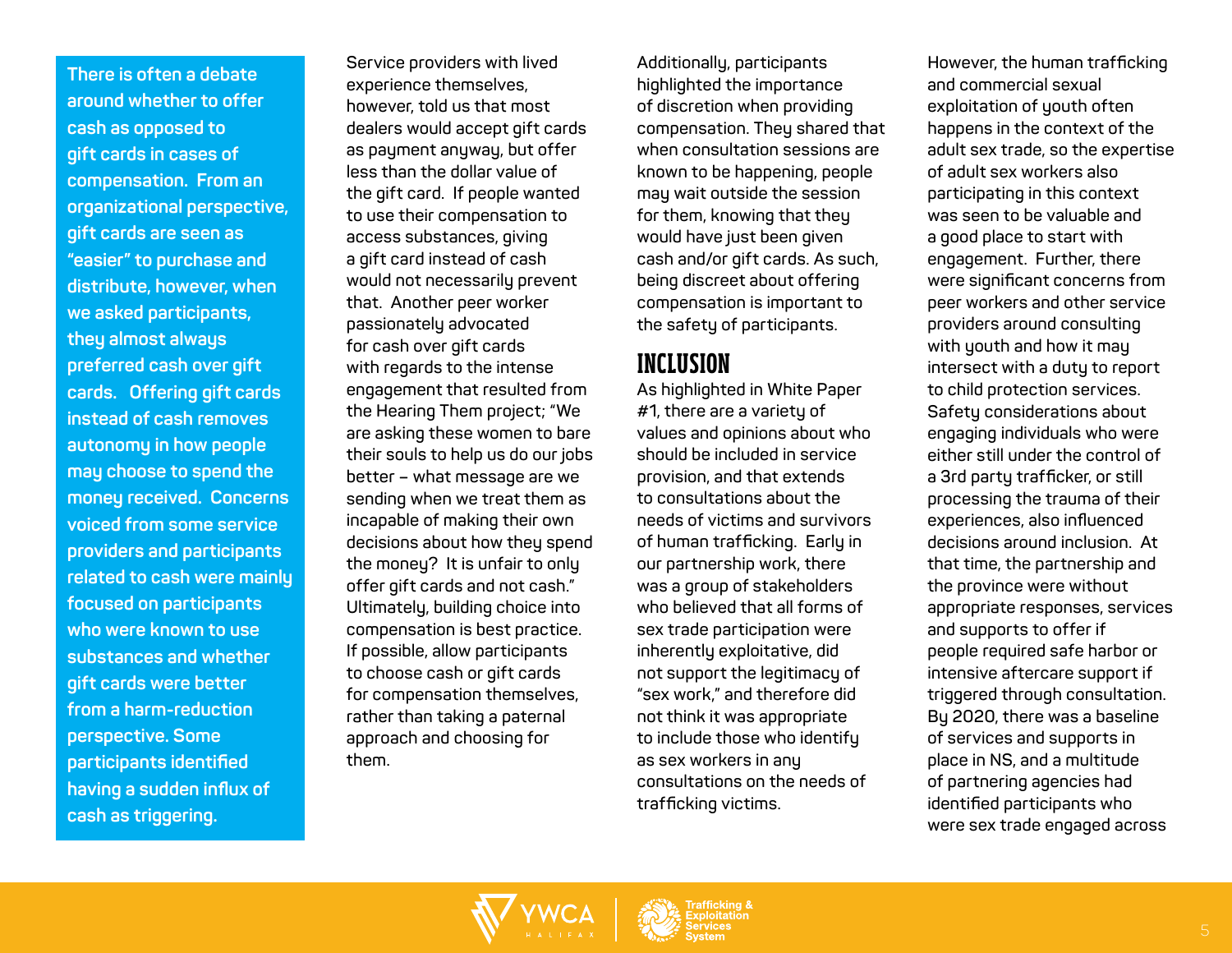**There is often a debate around whether to offer cash as opposed to gift cards in cases of compensation. From an organizational perspective, gift cards are seen as "easier" to purchase and distribute, however, when we asked participants, they almost always preferred cash over gift cards. Offering gift cards instead of cash removes autonomy in how people may choose to spend the money received. Concerns voiced from some service providers and participants related to cash were mainly focused on participants who were known to use substances and whether gift cards were better from a harm-reduction perspective. Some participants identified having a sudden influx of cash as triggering.**

Service providers with lived experience themselves, however, told us that most dealers would accept gift cards as payment anyway, but offer less than the dollar value of the gift card. If people wanted to use their compensation to access substances, giving a gift card instead of cash would not necessarily prevent that. Another peer worker passionately advocated for cash over gift cards with regards to the intense engagement that resulted from the Hearing Them project; "We are asking these women to bare their souls to help us do our jobs better – what message are we sending when we treat them as incapable of making their own decisions about how they spend the money? It is unfair to only offer gift cards and not cash." Ultimately, building choice into compensation is best practice. If possible, allow participants to choose cash or gift cards for compensation themselves, rather than taking a paternal approach and choosing for them.

Additionally, participants highlighted the importance of discretion when providing compensation. They shared that when consultation sessions are known to be happening, people may wait outside the session for them, knowing that they would have just been given cash and/or gift cards. As such, being discreet about offering compensation is important to the safety of participants.

## INCLUSION

As highlighted in White Paper #1, there are a variety of values and opinions about who should be included in service provision, and that extends to consultations about the needs of victims and survivors of human trafficking. Early in our partnership work, there was a group of stakeholders who believed that all forms of sex trade participation were inherently exploitative, did not support the legitimacy of "sex work," and therefore did not think it was appropriate to include those who identify as sex workers in any consultations on the needs of trafficking victims.

However, the human trafficking and commercial sexual exploitation of youth often happens in the context of the adult sex trade, so the expertise of adult sex workers also participating in this context was seen to be valuable and a good place to start with engagement. Further, there were significant concerns from peer workers and other service providers around consulting with youth and how it may intersect with a duty to report to child protection services. Safety considerations about engaging individuals who were either still under the control of a 3rd party trafficker, or still processing the trauma of their experiences, also influenced decisions around inclusion. At that time, the partnership and the province were without appropriate responses, services and supports to offer if people required safe harbor or intensive aftercare support if triggered through consultation. By 2020, there was a baseline of services and supports in place in NS, and a multitude of partnering agencies had identified participants who were sex trade engaged across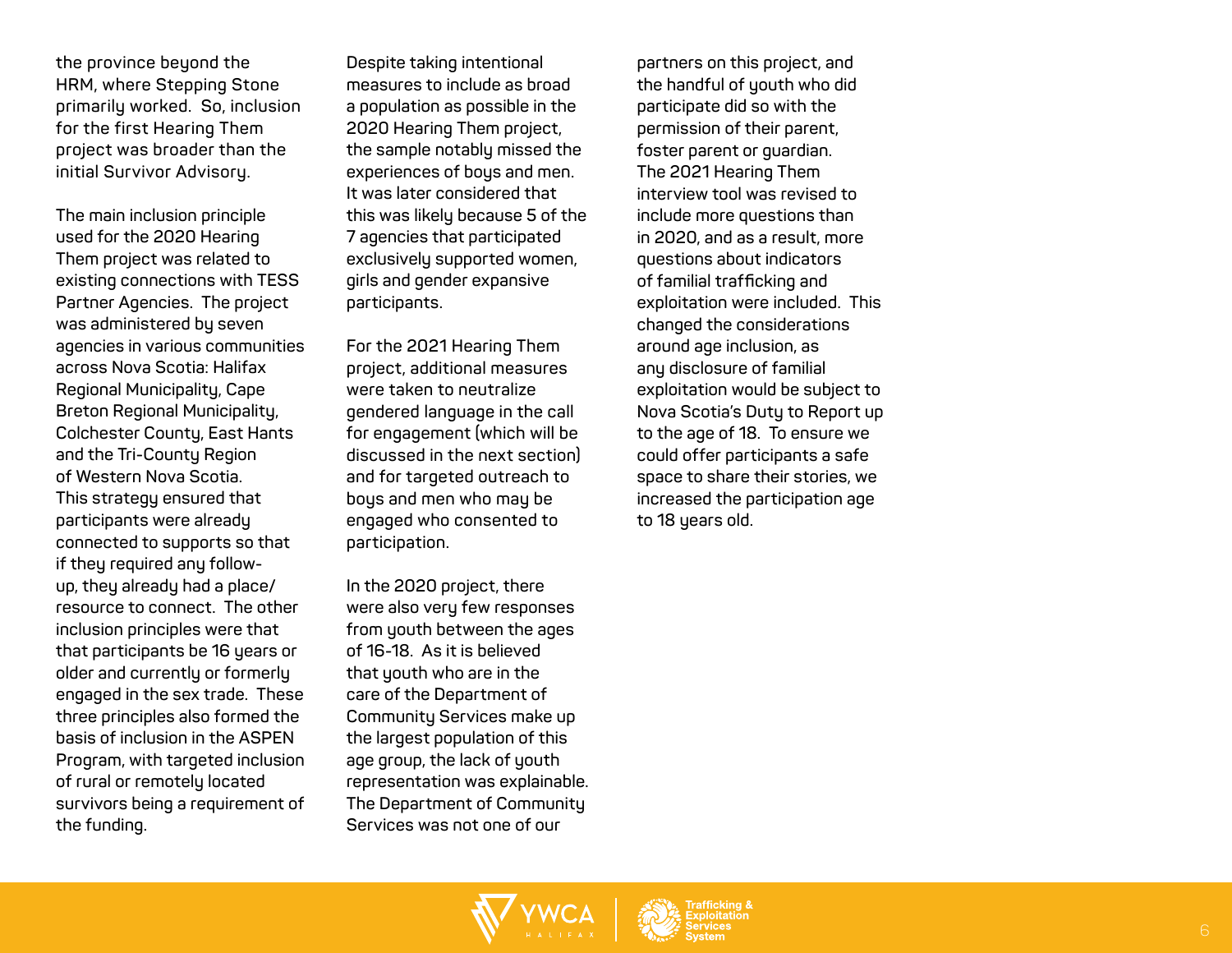the province beyond the HRM, where Stepping Stone primarily worked. So, inclusion for the first Hearing Them project was broader than the initial Survivor Advisory.

The main inclusion principle used for the 2020 Hearing Them project was related to existing connections with TESS Partner Agencies. The project was administered by seven agencies in various communities across Nova Scotia: Halifax Regional Municipality, Cape Breton Regional Municipality, Colchester County, East Hants and the Tri-County Region of Western Nova Scotia. This strategy ensured that participants were already connected to supports so that if they required any follow-up, they already had a place/resource to connect. The other inclusion principles were that that participants be 16 years or older and currently or formerly engaged in the sex trade. These three principles also formed the basis of inclusion in the ASPEN Program, with targeted inclusion of rural or remotely located survivors being a requirement of the funding.

Despite taking intentional measures to include as broad a population as possible in the 2020 Hearing Them project, the sample notably missed the experiences of boys and men. It was later considered that this was likely because 5 of the 7 agencies that participated exclusively supported women, girls and gender expansive participants.

For the 2021 Hearing Them project, additional measures were taken to neutralize gendered language in the call for engagement (which will be discussed in the next section) and for targeted outreach to boys and men who may be engaged who consented to participation.

In the 2020 project, there were also very few responses from youth between the ages of 16-18. As it is believed that youth who are in the care of the Department of Community Services make up the largest population of this age group, the lack of youth representation was explainable. The Department of Community Services was not one of our partners on this project, and the handful of youth who did participate did so with the permission of their parent, foster parent or guardian. The 2021 Hearing Them interview tool was revised to include more questions than in 2020, and as a result, more questions about indicators of familial trafficking and exploitation were included. This changed the considerations around age inclusion, as any disclosure of familial exploitation would be subject to Nova Scotia's Duty to Report up to the age of 18. To ensure we could offer participants a safe space to share their stories, we increased the participation age to 18 years old.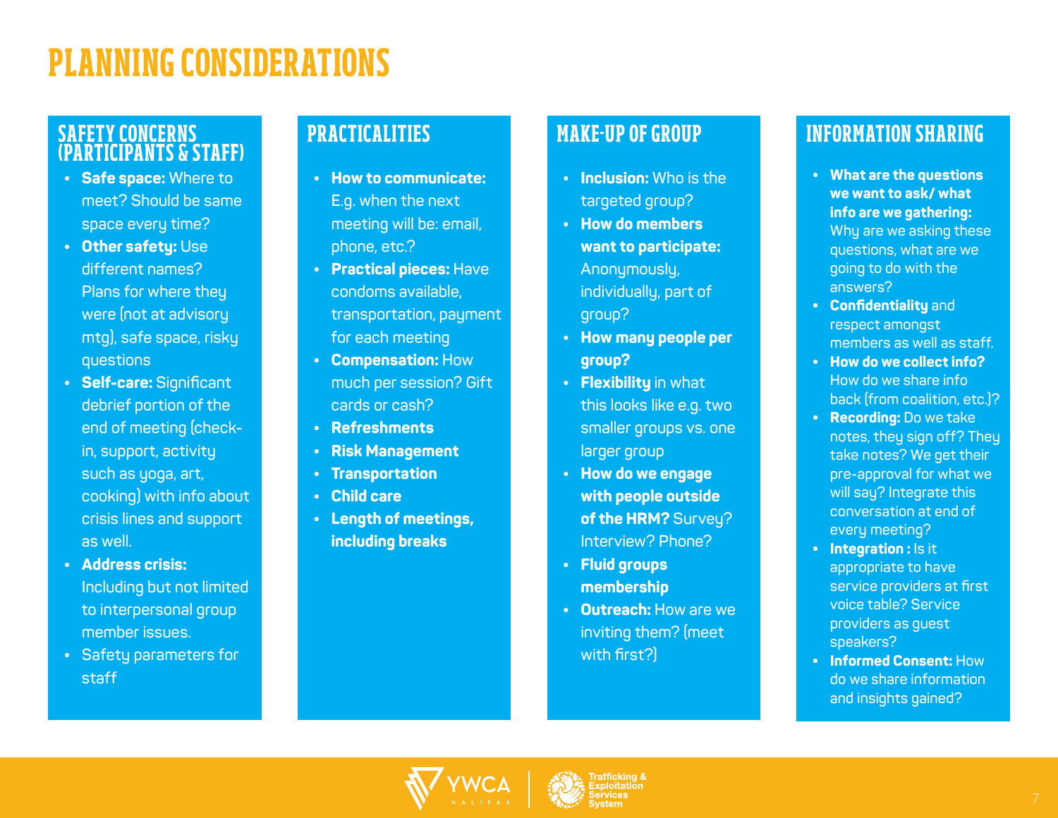# PLANNING CONSIDERATIONS

## SAFETY CONCERNS (PARTICIPANTS & STAFF)

- **Safe space:** Where to meet? Should be same space every time?
- **Other safety:** Use different names? Plans for where they were (not at advisory mtg), safe space, risky questions
- **Self-care:** Significant debrief portion of the end of meeting (check-in, support, activity such as yoga, art, cooking) with info about crisis lines and support as well.
- **Address crisis:** Including but not limited to interpersonal group member issues.
- Safety parameters for staff

## PRACTICALITIES

- **How to communicate:** E.g. when the next meeting will be: email, phone, etc.?
- **Practical pieces:** Have condoms available, transportation, payment for each meeting
- **Compensation:** How much per session? Gift cards or cash?
- **Refreshments**
- **Risk Management**
- **Transportation**
- **Child care**
- **Length of meetings, including breaks**

## MAKE-UP OF GROUP

- **Inclusion:** Who is the targeted group?
- **How do members want to participate:** Anonymously, individually, part of group?
- **How many people per group?**
- **Flexibility** in what this looks like e.g. two smaller groups vs. one larger group
- **How do we engage with people outside of the HRM?** Survey? Interview? Phone?
- **Fluid groups membership**
- **Outreach:** How are we inviting them? (meet with first?)

## INFORMATION SHARING

- **What are the questions we want to ask/ what info are we gathering:** Why are we asking these questions, what are we going to do with the answers?
- **Confidentiality** and respect amongst members as well as staff.
- **How do we collect info?** How do we share info back (from coalition, etc.)?
- **Recording:** Do we take notes, they sign off? They take notes? We get their pre-approval for what we will say? Integrate this conversation at end of every meeting?
- **Integration :** Is it appropriate to have service providers at first voice table? Service providers as guest speakers?
- **Informed Consent:** How do we share information and insights gained?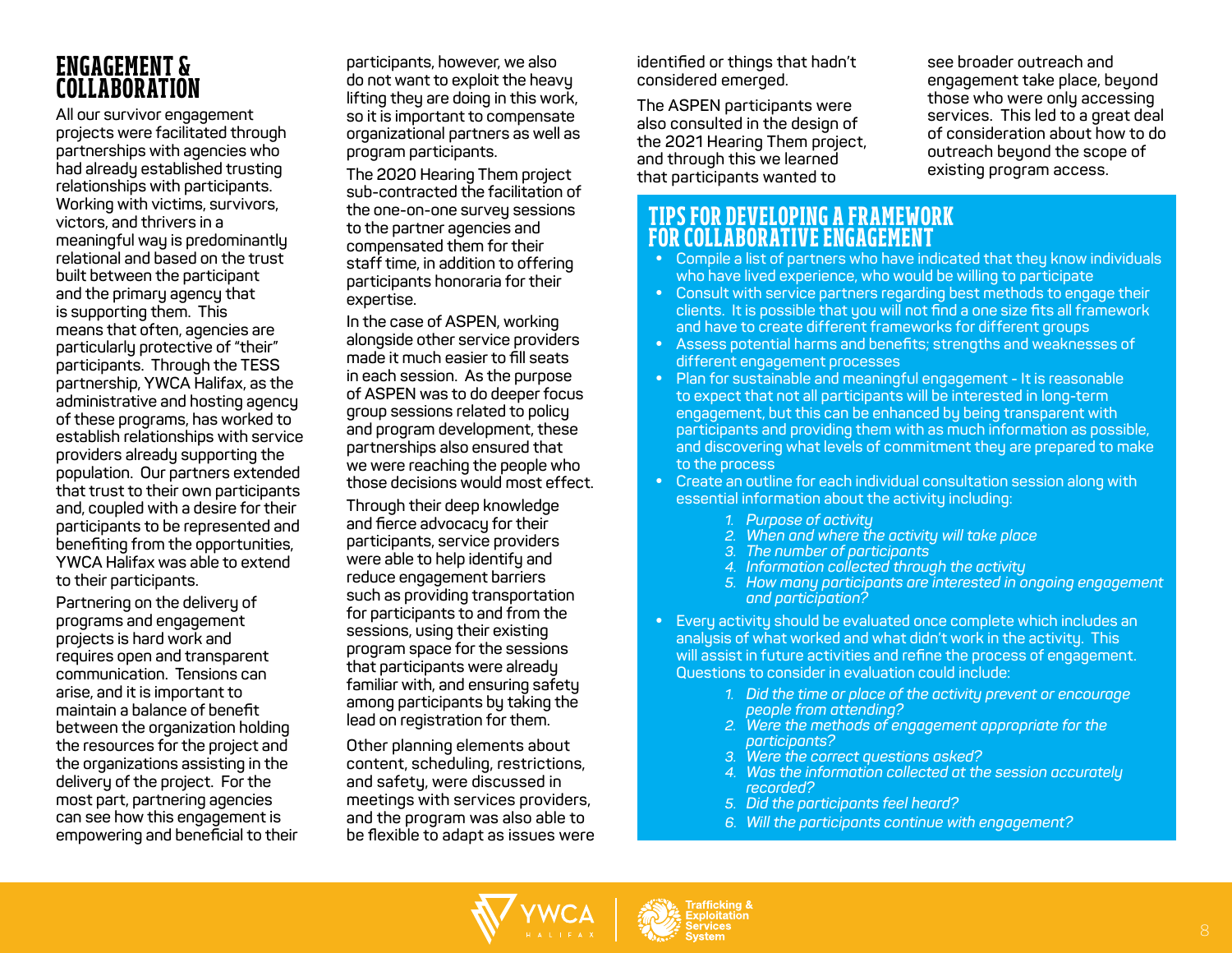## ENGAGEMENT & COLLABORATION

All our survivor engagement projects were facilitated through partnerships with agencies who had already established trusting relationships with participants. Working with victims, survivors, victors, and thrivers in a meaningful way is predominantly relational and based on the trust built between the participant and the primary agency that is supporting them. This means that often, agencies are particularly protective of "their" participants. Through the TESS partnership, YWCA Halifax, as the administrative and hosting agency of these programs, has worked to establish relationships with service providers already supporting the population. Our partners extended that trust to their own participants and, coupled with a desire for their participants to be represented and benefiting from the opportunities, YWCA Halifax was able to extend to their participants.

Partnering on the delivery of programs and engagement projects is hard work and requires open and transparent communication. Tensions can arise, and it is important to maintain a balance of benefit between the organization holding the resources for the project and the organizations assisting in the delivery of the project. For the most part, partnering agencies can see how this engagement is empowering and beneficial to their participants, however, we also do not want to exploit the heavy lifting they are doing in this work, so it is important to compensate organizational partners as well as program participants.

The 2020 Hearing Them project sub-contracted the facilitation of the one-on-one survey sessions to the partner agencies and compensated them for their staff time, in addition to offering participants honoraria for their expertise.

In the case of ASPEN, working alongside other service providers made it much easier to fill seats in each session. As the purpose of ASPEN was to do deeper focus group sessions related to policy and program development, these partnerships also ensured that we were reaching the people who those decisions would most effect.

Through their deep knowledge and fierce advocacy for their participants, service providers were able to help identify and reduce engagement barriers such as providing transportation for participants to and from the sessions, using their existing program space for the sessions that participants were already familiar with, and ensuring safety among participants by taking the lead on registration for them.

Other planning elements about content, scheduling, restrictions, and safety, were discussed in meetings with services providers, and the program was also able to be flexible to adapt as issues were identified or things that hadn't considered emerged.

The ASPEN participants were also consulted in the design of the 2021 Hearing Them project, and through this we learned that participants wanted to see broader outreach and engagement take place, beyond those who were only accessing services. This led to a great deal of consideration about how to do outreach beyond the scope of existing program access.

### TIPS FOR DEVELOPING A FRAMEWORK FOR COLLABORATIVE ENGAGEMENT

- Compile a list of partners who have indicated that they know individuals who have lived experience, who would be willing to participate
- Consult with service partners regarding best methods to engage their clients. It is possible that you will not find a one size fits all framework and have to create different frameworks for different groups
- Assess potential harms and benefits; strengths and weaknesses of different engagement processes
- Plan for sustainable and meaningful engagement - It is reasonable to expect that not all participants will be interested in long-term engagement, but this can be enhanced by being transparent with participants and providing them with as much information as possible, and discovering what levels of commitment they are prepared to make to the process
- Create an outline for each individual consultation session along with essential information about the activity including:
  1. *Purpose of activity*
  2. *When and where the activity will take place*
  3. *The number of participants*
  4. *Information collected through the activity*
  5. *How many participants are interested in ongoing engagement and participation?*
- Every activity should be evaluated once complete which includes an analysis of what worked and what didn't work in the activity. This will assist in future activities and refine the process of engagement. Questions to consider in evaluation could include:
  1. *Did the time or place of the activity prevent or encourage people from attending?*
  2. *Were the methods of engagement appropriate for the participants?*
  3. *Were the correct questions asked?*
  4. *Was the information collected at the session accurately recorded?*
  5. *Did the participants feel heard?*
  6. *Will the participants continue with engagement?*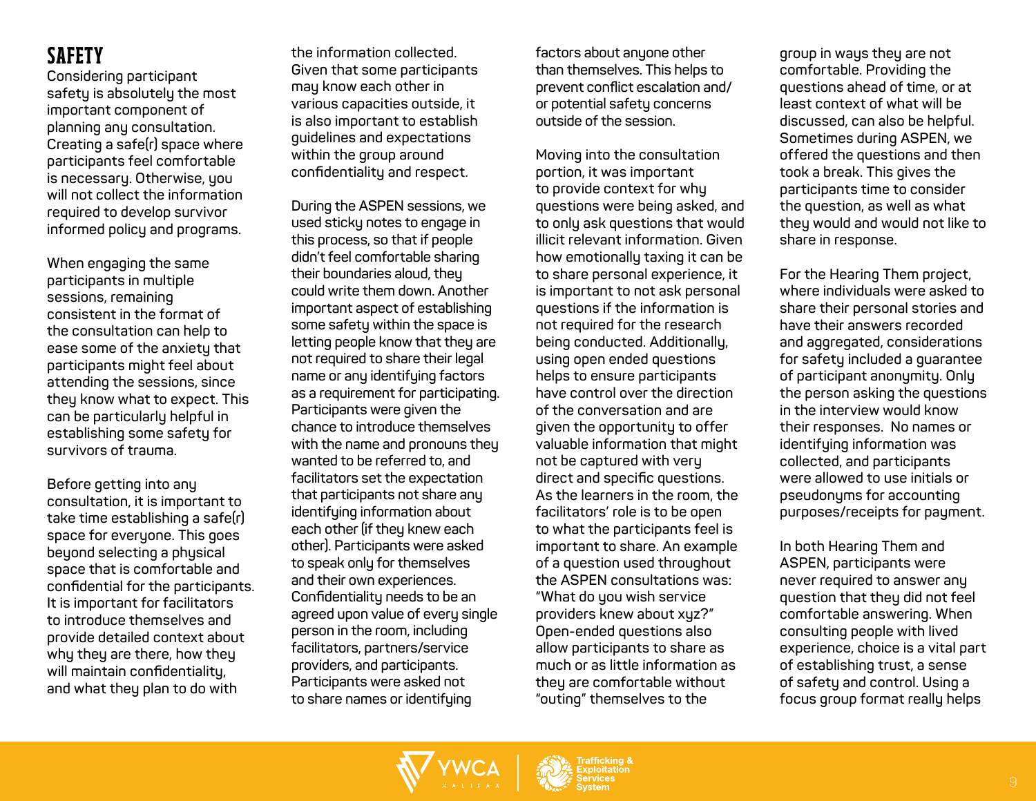# SAFETY

Considering participant safety is absolutely the most important component of planning any consultation. Creating a safe(r) space where participants feel comfortable is necessary. Otherwise, you will not collect the information required to develop survivor informed policy and programs.

When engaging the same participants in multiple sessions, remaining consistent in the format of the consultation can help to ease some of the anxiety that participants might feel about attending the sessions, since they know what to expect. This can be particularly helpful in establishing some safety for survivors of trauma.

Before getting into any consultation, it is important to take time establishing a safe(r) space for everyone. This goes beyond selecting a physical space that is comfortable and confidential for the participants. It is important for facilitators to introduce themselves and provide detailed context about why they are there, how they will maintain confidentiality, and what they plan to do with the information collected. Given that some participants may know each other in various capacities outside, it is also important to establish guidelines and expectations within the group around confidentiality and respect.

During the ASPEN sessions, we used sticky notes to engage in this process, so that if people didn't feel comfortable sharing their boundaries aloud, they could write them down. Another important aspect of establishing some safety within the space is letting people know that they are not required to share their legal name or any identifying factors as a requirement for participating. Participants were given the chance to introduce themselves with the name and pronouns they wanted to be referred to, and facilitators set the expectation that participants not share any identifying information about each other (if they knew each other). Participants were asked to speak only for themselves and their own experiences. Confidentiality needs to be an agreed upon value of every single person in the room, including facilitators, partners/service providers, and participants. Participants were asked not to share names or identifying factors about anyone other than themselves. This helps to prevent conflict escalation and/or potential safety concerns outside of the session.

Moving into the consultation portion, it was important to provide context for why questions were being asked, and to only ask questions that would illicit relevant information. Given how emotionally taxing it can be to share personal experience, it is important to not ask personal questions if the information is not required for the research being conducted. Additionally, using open ended questions helps to ensure participants have control over the direction of the conversation and are given the opportunity to offer valuable information that might not be captured with very direct and specific questions. As the learners in the room, the facilitators' role is to be open to what the participants feel is important to share. An example of a question used throughout the ASPEN consultations was: "What do you wish service providers knew about xyz?" Open-ended questions also allow participants to share as much or as little information as they are comfortable without "outing" themselves to the group in ways they are not comfortable. Providing the questions ahead of time, or at least context of what will be discussed, can also be helpful. Sometimes during ASPEN, we offered the questions and then took a break. This gives the participants time to consider the question, as well as what they would and would not like to share in response.

For the Hearing Them project, where individuals were asked to share their personal stories and have their answers recorded and aggregated, considerations for safety included a guarantee of participant anonymity. Only the person asking the questions in the interview would know their responses. No names or identifying information was collected, and participants were allowed to use initials or pseudonyms for accounting purposes/receipts for payment.

In both Hearing Them and ASPEN, participants were never required to answer any question that they did not feel comfortable answering. When consulting people with lived experience, choice is a vital part of establishing trust, a sense of safety and control. Using a focus group format really helps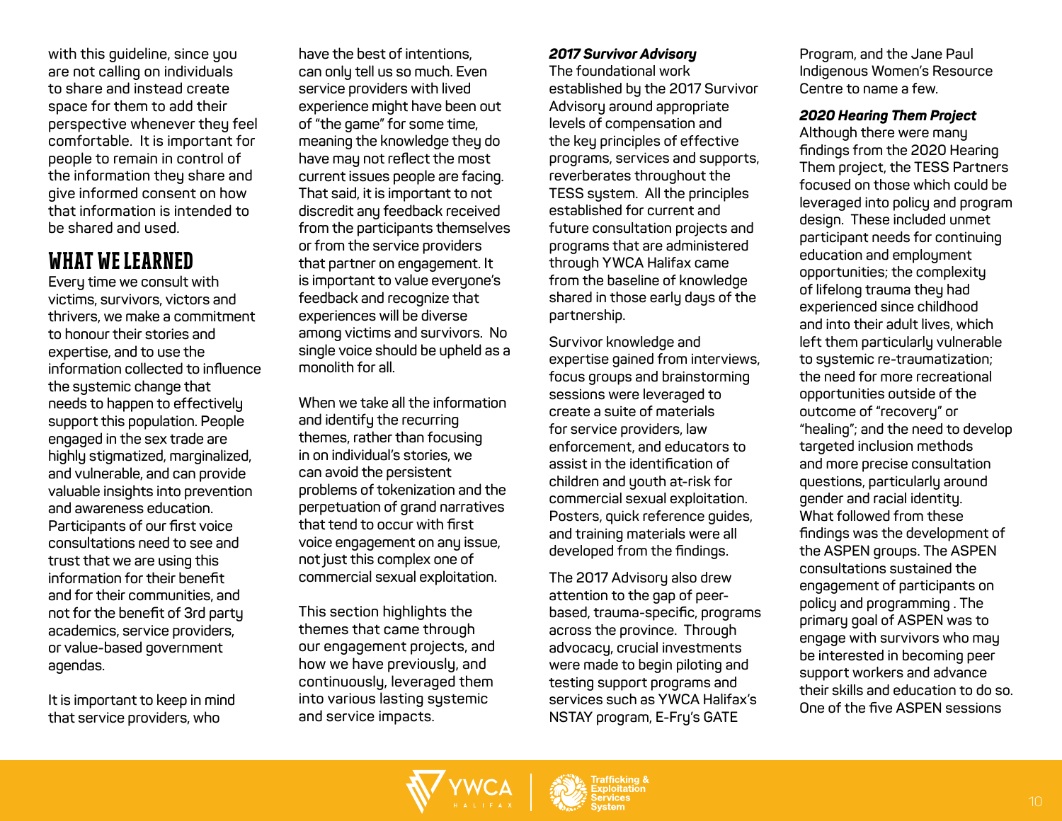with this guideline, since you are not calling on individuals to share and instead create space for them to add their perspective whenever they feel comfortable. It is important for people to remain in control of the information they share and give informed consent on how that information is intended to be shared and used.

## WHAT WE LEARNED

Every time we consult with victims, survivors, victors and thrivers, we make a commitment to honour their stories and expertise, and to use the information collected to influence the systemic change that needs to happen to effectively support this population. People engaged in the sex trade are highly stigmatized, marginalized, and vulnerable, and can provide valuable insights into prevention and awareness education. Participants of our first voice consultations need to see and trust that we are using this information for their benefit and for their communities, and not for the benefit of 3rd party academics, service providers, or value-based government agendas.

It is important to keep in mind that service providers, who have the best of intentions, can only tell us so much. Even service providers with lived experience might have been out of "the game" for some time, meaning the knowledge they do have may not reflect the most current issues people are facing. That said, it is important to not discredit any feedback received from the participants themselves or from the service providers that partner on engagement. It is important to value everyone's feedback and recognize that experiences will be diverse among victims and survivors. No single voice should be upheld as a monolith for all.

When we take all the information and identify the recurring themes, rather than focusing in on individual's stories, we can avoid the persistent problems of tokenization and the perpetuation of grand narratives that tend to occur with first voice engagement on any issue, not just this complex one of commercial sexual exploitation.

This section highlights the themes that came through our engagement projects, and how we have previously, and continuously, leveraged them into various lasting systemic and service impacts.

***2017 Survivor Advisory***

The foundational work established by the 2017 Survivor Advisory around appropriate levels of compensation and the key principles of effective programs, services and supports, reverberates throughout the TESS system. All the principles established for current and future consultation projects and programs that are administered through YWCA Halifax came from the baseline of knowledge shared in those early days of the partnership.

Survivor knowledge and expertise gained from interviews, focus groups and brainstorming sessions were leveraged to create a suite of materials for service providers, law enforcement, and educators to assist in the identification of children and youth at-risk for commercial sexual exploitation. Posters, quick reference guides, and training materials were all developed from the findings.

The 2017 Advisory also drew attention to the gap of peer-based, trauma-specific, programs across the province. Through advocacy, crucial investments were made to begin piloting and testing support programs and services such as YWCA Halifax's NSTAY program, E-Fry's GATE Program, and the Jane Paul Indigenous Women's Resource Centre to name a few.

***2020 Hearing Them Project***

Although there were many findings from the 2020 Hearing Them project, the TESS Partners focused on those which could be leveraged into policy and program design. These included unmet participant needs for continuing education and employment opportunities; the complexity of lifelong trauma they had experienced since childhood and into their adult lives, which left them particularly vulnerable to systemic re-traumatization; the need for more recreational opportunities outside of the outcome of "recovery" or "healing"; and the need to develop targeted inclusion methods and more precise consultation questions, particularly around gender and racial identity. What followed from these findings was the development of the ASPEN groups. The ASPEN consultations sustained the engagement of participants on policy and programming . The primary goal of ASPEN was to engage with survivors who may be interested in becoming peer support workers and advance their skills and education to do so. One of the five ASPEN sessions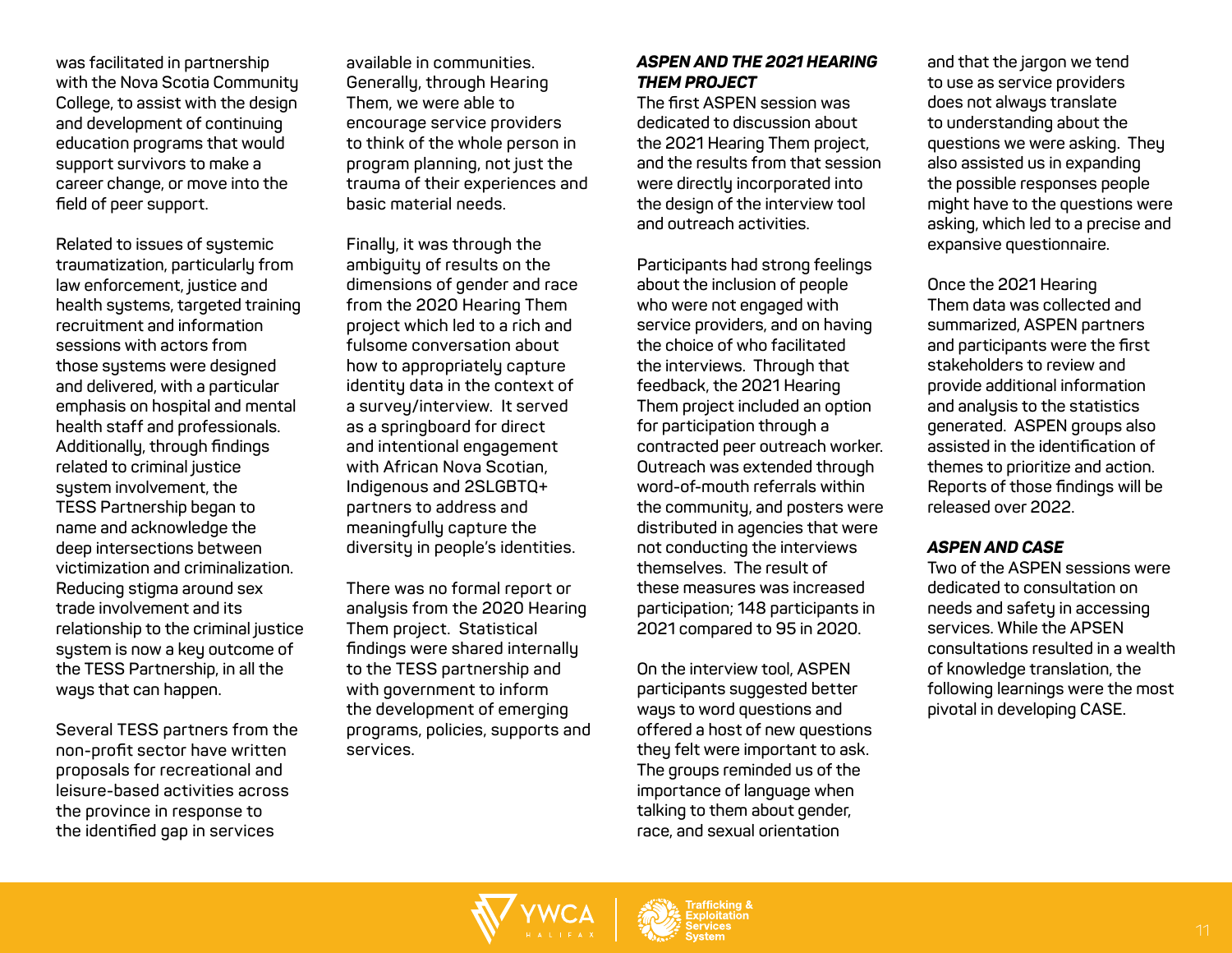was facilitated in partnership with the Nova Scotia Community College, to assist with the design and development of continuing education programs that would support survivors to make a career change, or move into the field of peer support.

Related to issues of systemic traumatization, particularly from law enforcement, justice and health systems, targeted training recruitment and information sessions with actors from those systems were designed and delivered, with a particular emphasis on hospital and mental health staff and professionals. Additionally, through findings related to criminal justice system involvement, the TESS Partnership began to name and acknowledge the deep intersections between victimization and criminalization. Reducing stigma around sex trade involvement and its relationship to the criminal justice system is now a key outcome of the TESS Partnership, in all the ways that can happen.

Several TESS partners from the non-profit sector have written proposals for recreational and leisure-based activities across the province in response to the identified gap in services available in communities. Generally, through Hearing Them, we were able to encourage service providers to think of the whole person in program planning, not just the trauma of their experiences and basic material needs.

Finally, it was through the ambiguity of results on the dimensions of gender and race from the 2020 Hearing Them project which led to a rich and fulsome conversation about how to appropriately capture identity data in the context of a survey/interview. It served as a springboard for direct and intentional engagement with African Nova Scotian, Indigenous and 2SLGBTQ+ partners to address and meaningfully capture the diversity in people's identities.

There was no formal report or analysis from the 2020 Hearing Them project. Statistical findings were shared internally to the TESS partnership and with government to inform the development of emerging programs, policies, supports and services.

### *ASPEN AND THE 2021 HEARING THEM PROJECT*

The first ASPEN session was dedicated to discussion about the 2021 Hearing Them project, and the results from that session were directly incorporated into the design of the interview tool and outreach activities.

Participants had strong feelings about the inclusion of people who were not engaged with service providers, and on having the choice of who facilitated the interviews. Through that feedback, the 2021 Hearing Them project included an option for participation through a contracted peer outreach worker. Outreach was extended through word-of-mouth referrals within the community, and posters were distributed in agencies that were not conducting the interviews themselves. The result of these measures was increased participation; 148 participants in 2021 compared to 95 in 2020.

On the interview tool, ASPEN participants suggested better ways to word questions and offered a host of new questions they felt were important to ask. The groups reminded us of the importance of language when talking to them about gender, race, and sexual orientation and that the jargon we tend to use as service providers does not always translate to understanding about the questions we were asking. They also assisted us in expanding the possible responses people might have to the questions were asking, which led to a precise and expansive questionnaire.

Once the 2021 Hearing Them data was collected and summarized, ASPEN partners and participants were the first stakeholders to review and provide additional information and analysis to the statistics generated. ASPEN groups also assisted in the identification of themes to prioritize and action. Reports of those findings will be released over 2022.

### *ASPEN AND CASE*

Two of the ASPEN sessions were dedicated to consultation on needs and safety in accessing services. While the APSEN consultations resulted in a wealth of knowledge translation, the following learnings were the most pivotal in developing CASE.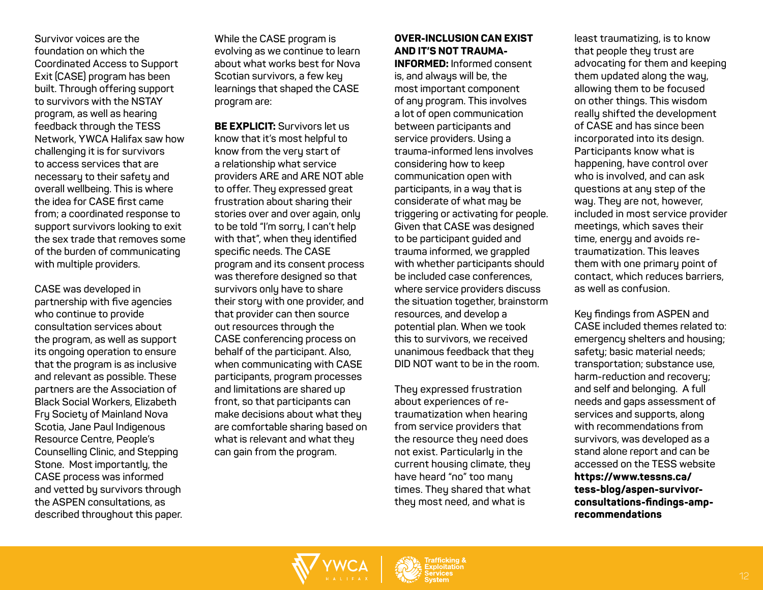Survivor voices are the foundation on which the Coordinated Access to Support Exit (CASE) program has been built. Through offering support to survivors with the NSTAY program, as well as hearing feedback through the TESS Network, YWCA Halifax saw how challenging it is for survivors to access services that are necessary to their safety and overall wellbeing. This is where the idea for CASE first came from; a coordinated response to support survivors looking to exit the sex trade that removes some of the burden of communicating with multiple providers.

CASE was developed in partnership with five agencies who continue to provide consultation services about the program, as well as support its ongoing operation to ensure that the program is as inclusive and relevant as possible. These partners are the Association of Black Social Workers, Elizabeth Fry Society of Mainland Nova Scotia, Jane Paul Indigenous Resource Centre, People's Counselling Clinic, and Stepping Stone. Most importantly, the CASE process was informed and vetted by survivors through the ASPEN consultations, as described throughout this paper.

While the CASE program is evolving as we continue to learn about what works best for Nova Scotian survivors, a few key learnings that shaped the CASE program are:

**BE EXPLICIT:** Survivors let us know that it's most helpful to know from the very start of a relationship what service providers ARE and ARE NOT able to offer. They expressed great frustration about sharing their stories over and over again, only to be told "I'm sorry, I can't help with that", when they identified specific needs. The CASE program and its consent process was therefore designed so that survivors only have to share their story with one provider, and that provider can then source out resources through the CASE conferencing process on behalf of the participant. Also, when communicating with CASE participants, program processes and limitations are shared up front, so that participants can make decisions about what they are comfortable sharing based on what is relevant and what they can gain from the program.

**OVER-INCLUSION CAN EXIST AND IT'S NOT TRAUMA-INFORMED:** Informed consent is, and always will be, the most important component of any program. This involves a lot of open communication between participants and service providers. Using a trauma-informed lens involves considering how to keep communication open with participants, in a way that is considerate of what may be triggering or activating for people. Given that CASE was designed to be participant guided and trauma informed, we grappled with whether participants should be included case conferences, where service providers discuss the situation together, brainstorm resources, and develop a potential plan. When we took this to survivors, we received unanimous feedback that they DID NOT want to be in the room.

They expressed frustration about experiences of re-traumatization when hearing from service providers that the resource they need does not exist. Particularly in the current housing climate, they have heard "no" too many times. They shared that what they most need, and what is least traumatizing, is to know that people they trust are advocating for them and keeping them updated along the way, allowing them to be focused on other things. This wisdom really shifted the development of CASE and has since been incorporated into its design. Participants know what is happening, have control over who is involved, and can ask questions at any step of the way. They are not, however, included in most service provider meetings, which saves their time, energy and avoids re-traumatization. This leaves them with one primary point of contact, which reduces barriers, as well as confusion.

Key findings from ASPEN and CASE included themes related to: emergency shelters and housing; safety; basic material needs; transportation; substance use, harm-reduction and recovery; and self and belonging. A full needs and gaps assessment of services and supports, along with recommendations from survivors, was developed as a stand alone report and can be accessed on the TESS website **https://www.tessns.ca/tess-blog/aspen-survivor-consultations-findings-amp-recommendations**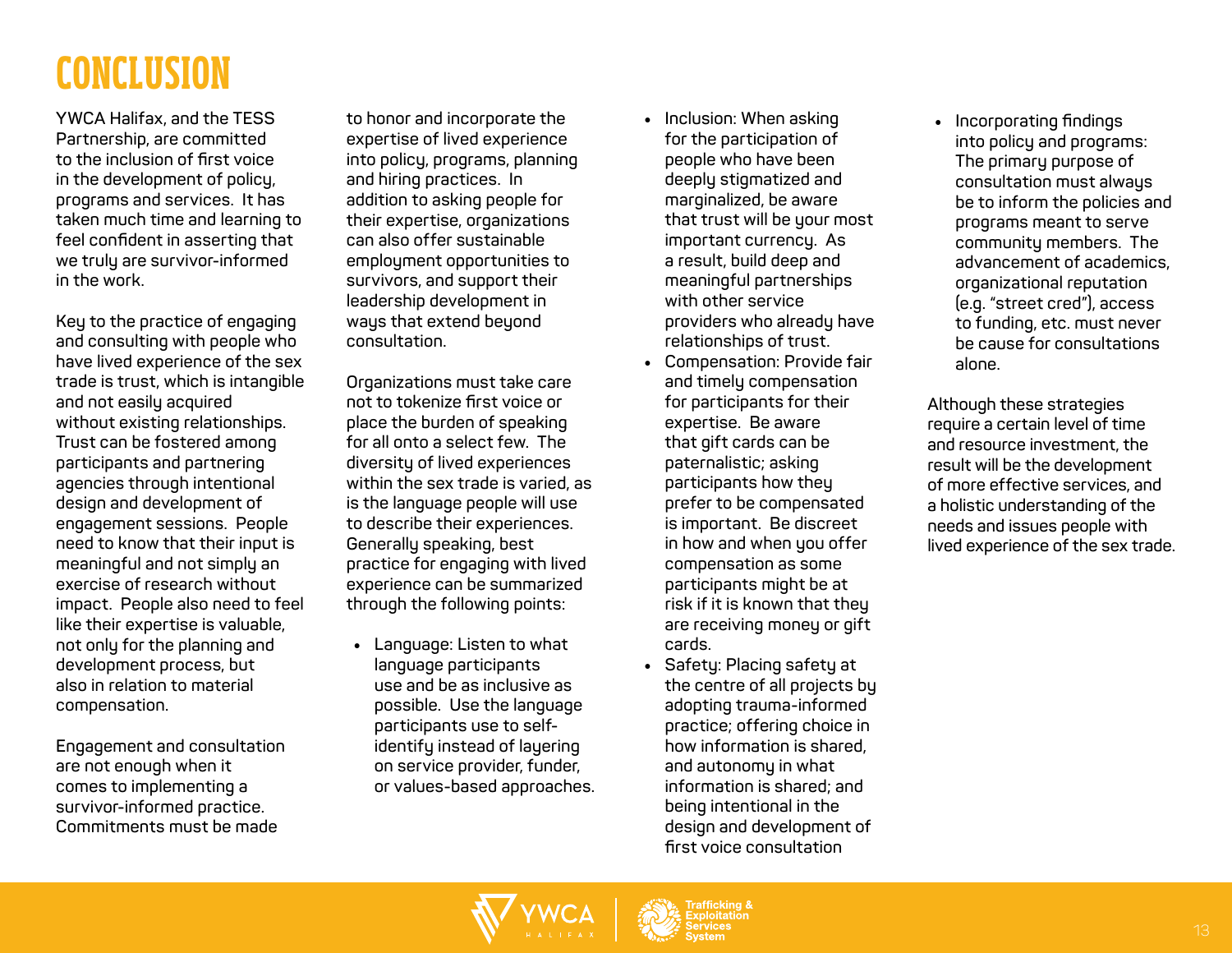# CONCLUSION

YWCA Halifax, and the TESS Partnership, are committed to the inclusion of first voice in the development of policy, programs and services. It has taken much time and learning to feel confident in asserting that we truly are survivor-informed in the work.

Key to the practice of engaging and consulting with people who have lived experience of the sex trade is trust, which is intangible and not easily acquired without existing relationships. Trust can be fostered among participants and partnering agencies through intentional design and development of engagement sessions. People need to know that their input is meaningful and not simply an exercise of research without impact. People also need to feel like their expertise is valuable, not only for the planning and development process, but also in relation to material compensation.

Engagement and consultation are not enough when it comes to implementing a survivor-informed practice. Commitments must be made to honor and incorporate the expertise of lived experience into policy, programs, planning and hiring practices. In addition to asking people for their expertise, organizations can also offer sustainable employment opportunities to survivors, and support their leadership development in ways that extend beyond consultation.

Organizations must take care not to tokenize first voice or place the burden of speaking for all onto a select few. The diversity of lived experiences within the sex trade is varied, as is the language people will use to describe their experiences. Generally speaking, best practice for engaging with lived experience can be summarized through the following points:

- Language: Listen to what language participants use and be as inclusive as possible. Use the language participants use to self-identify instead of layering on service provider, funder, or values-based approaches.
- Inclusion: When asking for the participation of people who have been deeply stigmatized and marginalized, be aware that trust will be your most important currency. As a result, build deep and meaningful partnerships with other service providers who already have relationships of trust.
- Compensation: Provide fair and timely compensation for participants for their expertise. Be aware that gift cards can be paternalistic; asking participants how they prefer to be compensated is important. Be discreet in how and when you offer compensation as some participants might be at risk if it is known that they are receiving money or gift cards.
- Safety: Placing safety at the centre of all projects by adopting trauma-informed practice; offering choice in how information is shared, and autonomy in what information is shared; and being intentional in the design and development of first voice consultation
- Incorporating findings into policy and programs: The primary purpose of consultation must always be to inform the policies and programs meant to serve community members. The advancement of academics, organizational reputation (e.g. "street cred"), access to funding, etc. must never be cause for consultations alone.

Although these strategies require a certain level of time and resource investment, the result will be the development of more effective services, and a holistic understanding of the needs and issues people with lived experience of the sex trade.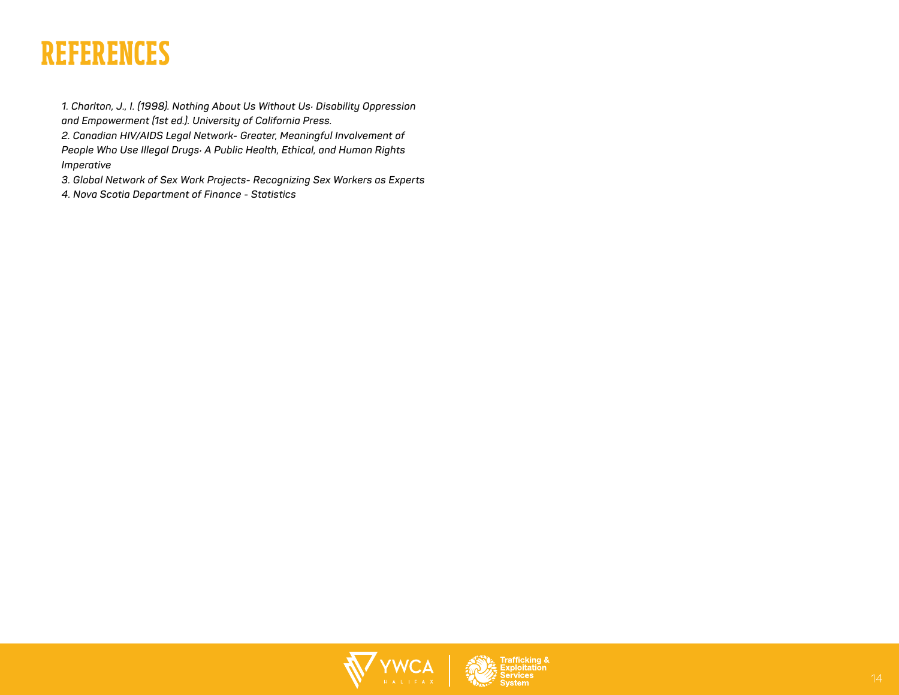# REFERENCES

*1. Charlton, J., I. (1998). Nothing About Us Without Us: Disability Oppression and Empowerment (1st ed.). University of California Press.*
*2. Canadian HIV/AIDS Legal Network- Greater, Meaningful Involvement of People Who Use Illegal Drugs: A Public Health, Ethical, and Human Rights Imperative*
*3. Global Network of Sex Work Projects- Recognizing Sex Workers as Experts*
*4. Nova Scotia Department of Finance - Statistics*